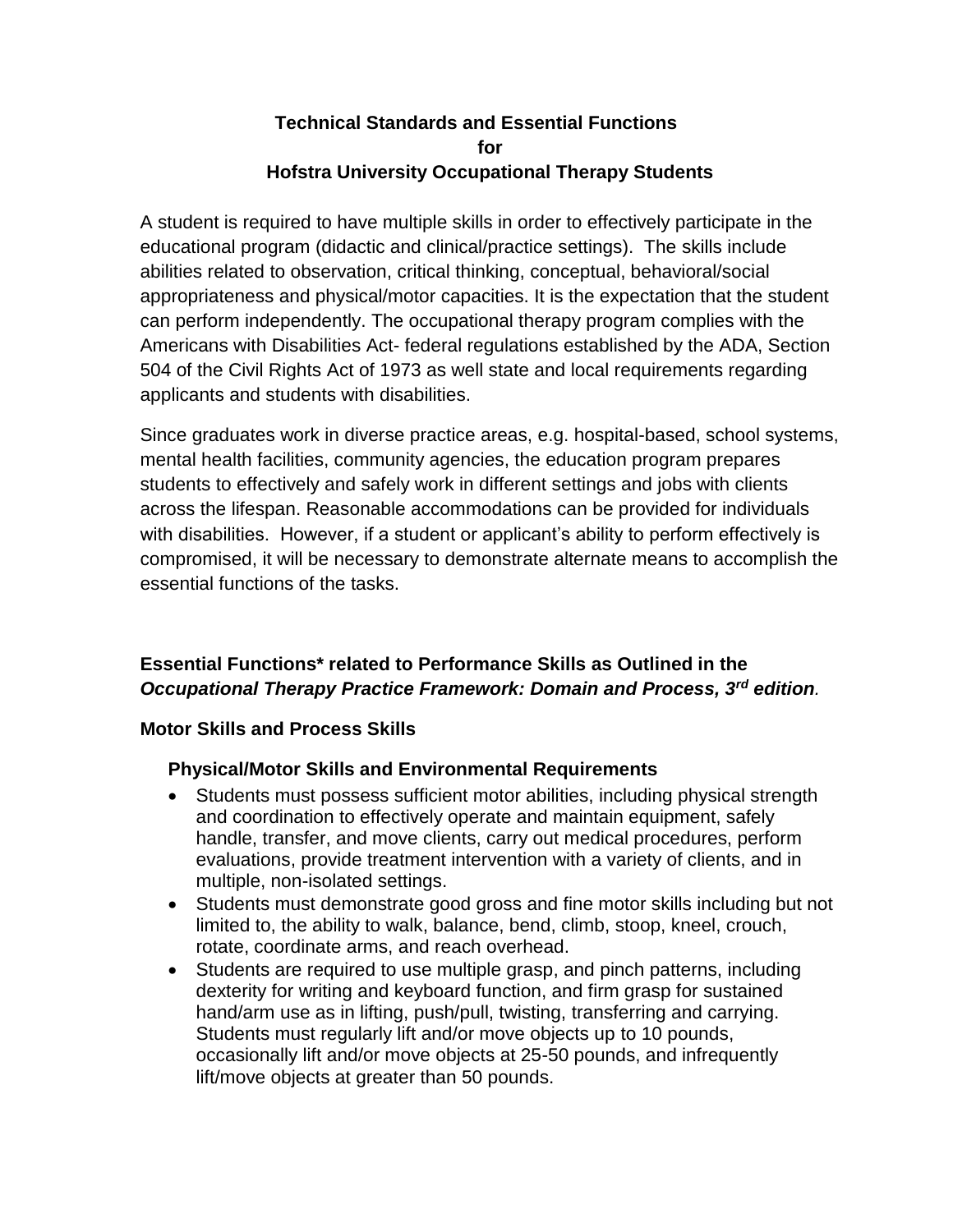# Technical Standards and Essential Functions for Hofstra University Occupational Therapy Students

A student is required to have multiple skills in order to effectively participate in the educational program (didactic and clinical/practice settings). The skills include abilities related to observation, critical thinking, conceptual, behavioral/social appropriateness and physical/motor capacities. It is the expectation that the student can perform independently. The occupational therapy program complies with the Americans with Disabilities Act- federal regulations established by the ADA, Section 504 of the Civil Rights Act of 1973 as well state and local requirements regarding applicants and students with disabilities.

Since graduates work in diverse practice areas, e.g. hospital-based, school systems, mental health facilities, community agencies, the education program prepares students to effectively and safely work in different settings and jobs with clients across the lifespan. Reasonable accommodations can be provided for individuals with disabilities. However, if a student or applicant's ability to perform effectively is compromised, it will be necessary to demonstrate alternate means to accomplish the essential functions of the tasks.

## Essential Functions* related to Performance Skills as Outlined in the *Occupational Therapy Practice Framework: Domain and Process, 3rd edition*.

### Motor Skills and Process Skills

#### Physical/Motor Skills and Environmental Requirements

- Students must possess sufficient motor abilities, including physical strength and coordination to effectively operate and maintain equipment, safely handle, transfer, and move clients, carry out medical procedures, perform evaluations, provide treatment intervention with a variety of clients, and in multiple, non-isolated settings.
- Students must demonstrate good gross and fine motor skills including but not limited to, the ability to walk, balance, bend, climb, stoop, kneel, crouch, rotate, coordinate arms, and reach overhead.
- Students are required to use multiple grasp, and pinch patterns, including dexterity for writing and keyboard function, and firm grasp for sustained hand/arm use as in lifting, push/pull, twisting, transferring and carrying. Students must regularly lift and/or move objects up to 10 pounds, occasionally lift and/or move objects at 25-50 pounds, and infrequently lift/move objects at greater than 50 pounds.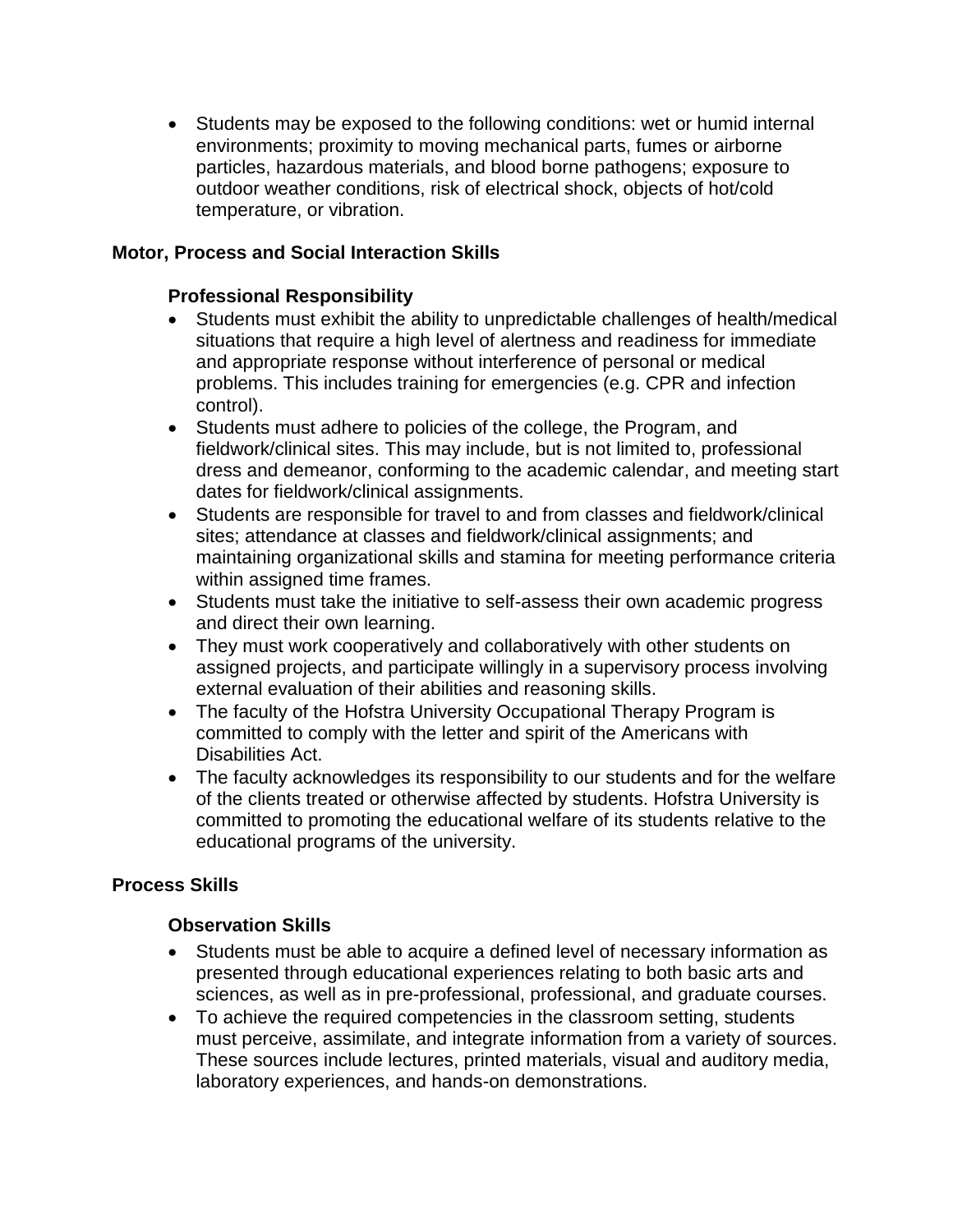- Students may be exposed to the following conditions: wet or humid internal environments; proximity to moving mechanical parts, fumes or airborne particles, hazardous materials, and blood borne pathogens; exposure to outdoor weather conditions, risk of electrical shock, objects of hot/cold temperature, or vibration.

## Motor, Process and Social Interaction Skills

### Professional Responsibility

- Students must exhibit the ability to unpredictable challenges of health/medical situations that require a high level of alertness and readiness for immediate and appropriate response without interference of personal or medical problems. This includes training for emergencies (e.g. CPR and infection control).
- Students must adhere to policies of the college, the Program, and fieldwork/clinical sites. This may include, but is not limited to, professional dress and demeanor, conforming to the academic calendar, and meeting start dates for fieldwork/clinical assignments.
- Students are responsible for travel to and from classes and fieldwork/clinical sites; attendance at classes and fieldwork/clinical assignments; and maintaining organizational skills and stamina for meeting performance criteria within assigned time frames.
- Students must take the initiative to self-assess their own academic progress and direct their own learning.
- They must work cooperatively and collaboratively with other students on assigned projects, and participate willingly in a supervisory process involving external evaluation of their abilities and reasoning skills.
- The faculty of the Hofstra University Occupational Therapy Program is committed to comply with the letter and spirit of the Americans with Disabilities Act.
- The faculty acknowledges its responsibility to our students and for the welfare of the clients treated or otherwise affected by students. Hofstra University is committed to promoting the educational welfare of its students relative to the educational programs of the university.

## Process Skills

### Observation Skills

- Students must be able to acquire a defined level of necessary information as presented through educational experiences relating to both basic arts and sciences, as well as in pre-professional, professional, and graduate courses.
- To achieve the required competencies in the classroom setting, students must perceive, assimilate, and integrate information from a variety of sources. These sources include lectures, printed materials, visual and auditory media, laboratory experiences, and hands-on demonstrations.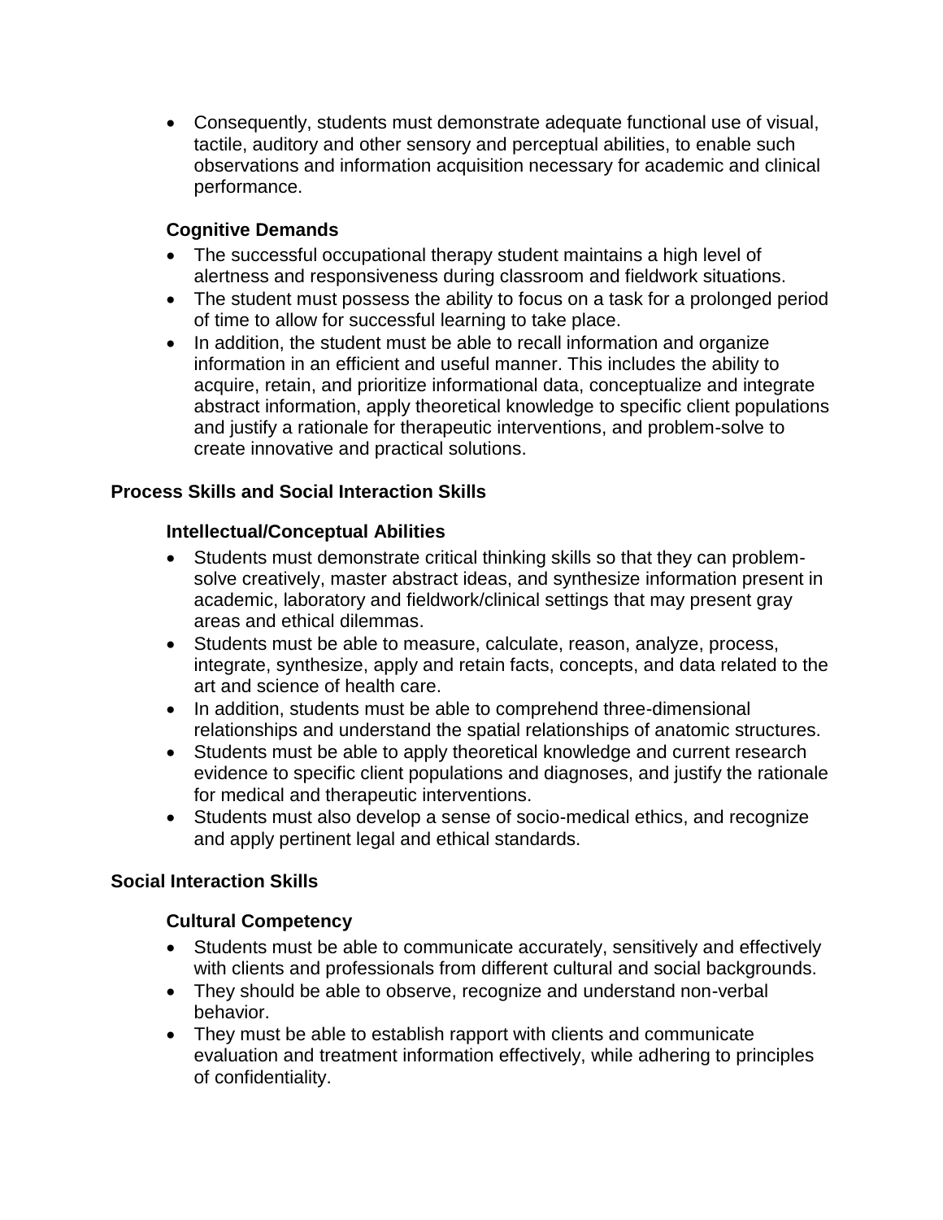- Consequently, students must demonstrate adequate functional use of visual, tactile, auditory and other sensory and perceptual abilities, to enable such observations and information acquisition necessary for academic and clinical performance.

### Cognitive Demands

- The successful occupational therapy student maintains a high level of alertness and responsiveness during classroom and fieldwork situations.
- The student must possess the ability to focus on a task for a prolonged period of time to allow for successful learning to take place.
- In addition, the student must be able to recall information and organize information in an efficient and useful manner. This includes the ability to acquire, retain, and prioritize informational data, conceptualize and integrate abstract information, apply theoretical knowledge to specific client populations and justify a rationale for therapeutic interventions, and problem-solve to create innovative and practical solutions.

## Process Skills and Social Interaction Skills

### Intellectual/Conceptual Abilities

- Students must demonstrate critical thinking skills so that they can problem-solve creatively, master abstract ideas, and synthesize information present in academic, laboratory and fieldwork/clinical settings that may present gray areas and ethical dilemmas.
- Students must be able to measure, calculate, reason, analyze, process, integrate, synthesize, apply and retain facts, concepts, and data related to the art and science of health care.
- In addition, students must be able to comprehend three-dimensional relationships and understand the spatial relationships of anatomic structures.
- Students must be able to apply theoretical knowledge and current research evidence to specific client populations and diagnoses, and justify the rationale for medical and therapeutic interventions.
- Students must also develop a sense of socio-medical ethics, and recognize and apply pertinent legal and ethical standards.

## Social Interaction Skills

### Cultural Competency

- Students must be able to communicate accurately, sensitively and effectively with clients and professionals from different cultural and social backgrounds.
- They should be able to observe, recognize and understand non-verbal behavior.
- They must be able to establish rapport with clients and communicate evaluation and treatment information effectively, while adhering to principles of confidentiality.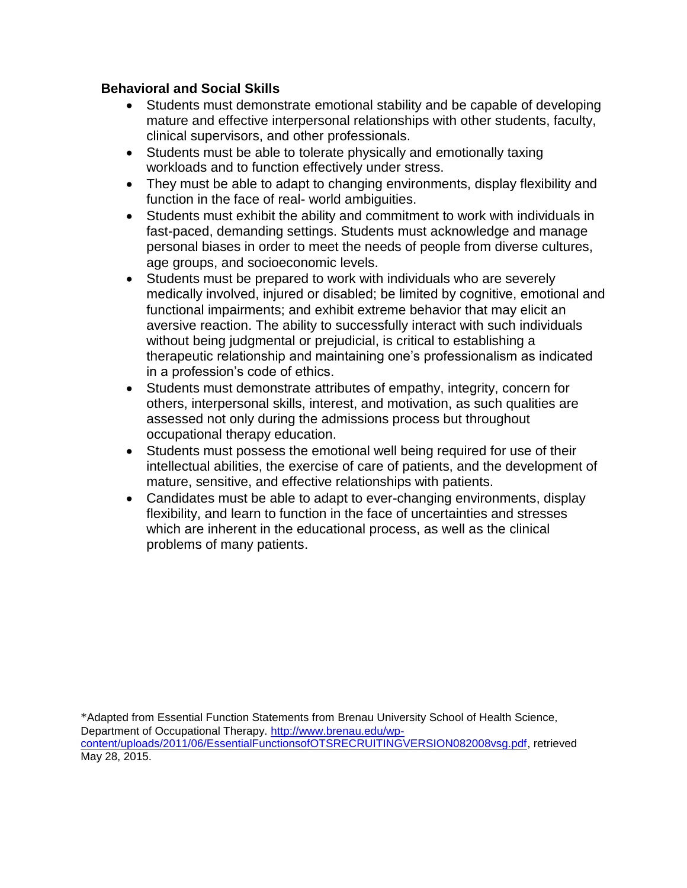**Behavioral and Social Skills**

- Students must demonstrate emotional stability and be capable of developing mature and effective interpersonal relationships with other students, faculty, clinical supervisors, and other professionals.
- Students must be able to tolerate physically and emotionally taxing workloads and to function effectively under stress.
- They must be able to adapt to changing environments, display flexibility and function in the face of real- world ambiguities.
- Students must exhibit the ability and commitment to work with individuals in fast-paced, demanding settings. Students must acknowledge and manage personal biases in order to meet the needs of people from diverse cultures, age groups, and socioeconomic levels.
- Students must be prepared to work with individuals who are severely medically involved, injured or disabled; be limited by cognitive, emotional and functional impairments; and exhibit extreme behavior that may elicit an aversive reaction. The ability to successfully interact with such individuals without being judgmental or prejudicial, is critical to establishing a therapeutic relationship and maintaining one's professionalism as indicated in a profession's code of ethics.
- Students must demonstrate attributes of empathy, integrity, concern for others, interpersonal skills, interest, and motivation, as such qualities are assessed not only during the admissions process but throughout occupational therapy education.
- Students must possess the emotional well being required for use of their intellectual abilities, the exercise of care of patients, and the development of mature, sensitive, and effective relationships with patients.
- Candidates must be able to adapt to ever-changing environments, display flexibility, and learn to function in the face of uncertainties and stresses which are inherent in the educational process, as well as the clinical problems of many patients.

*Adapted from Essential Function Statements from Brenau University School of Health Science, Department of Occupational Therapy. http://www.brenau.edu/wp-content/uploads/2011/06/EssentialFunctionsofOTSRECRUITINGVERSION082008vsg.pdf, retrieved May 28, 2015.